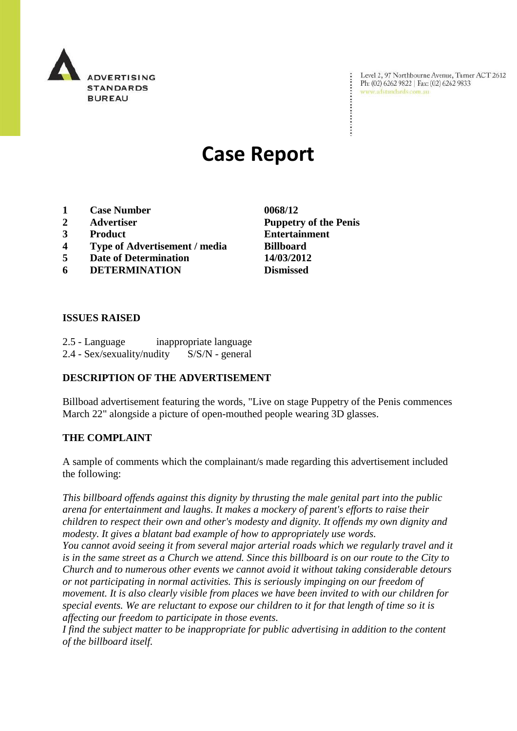ADVERTISING STANDARDS BUREAU

Level 2, 97 Northbourne Avenue, Turner ACT 2612
Ph: (02) 6262 9822 | Fax: (02) 6262 9833
www.adstandards.com.au

# Case Report

| | | |
|---|---|---|
| **1** | **Case Number** | **0068/12** |
| **2** | **Advertiser** | **Puppetry of the Penis** |
| **3** | **Product** | **Entertainment** |
| **4** | **Type of Advertisement / media** | **Billboard** |
| **5** | **Date of Determination** | **14/03/2012** |
| **6** | **DETERMINATION** | **Dismissed** |

## ISSUES RAISED

2.5 - Language inappropriate language
2.4 - Sex/sexuality/nudity S/S/N - general

## DESCRIPTION OF THE ADVERTISEMENT

Billboad advertisement featuring the words, "Live on stage Puppetry of the Penis commences March 22" alongside a picture of open-mouthed people wearing 3D glasses.

## THE COMPLAINT

A sample of comments which the complainant/s made regarding this advertisement included the following:

*This billboard offends against this dignity by thrusting the male genital part into the public arena for entertainment and laughs. It makes a mockery of parent's efforts to raise their children to respect their own and other's modesty and dignity. It offends my own dignity and modesty. It gives a blatant bad example of how to appropriately use words.*
*You cannot avoid seeing it from several major arterial roads which we regularly travel and it is in the same street as a Church we attend. Since this billboard is on our route to the City to Church and to numerous other events we cannot avoid it without taking considerable detours or not participating in normal activities. This is seriously impinging on our freedom of movement. It is also clearly visible from places we have been invited to with our children for special events. We are reluctant to expose our children to it for that length of time so it is affecting our freedom to participate in those events.*
*I find the subject matter to be inappropriate for public advertising in addition to the content of the billboard itself.*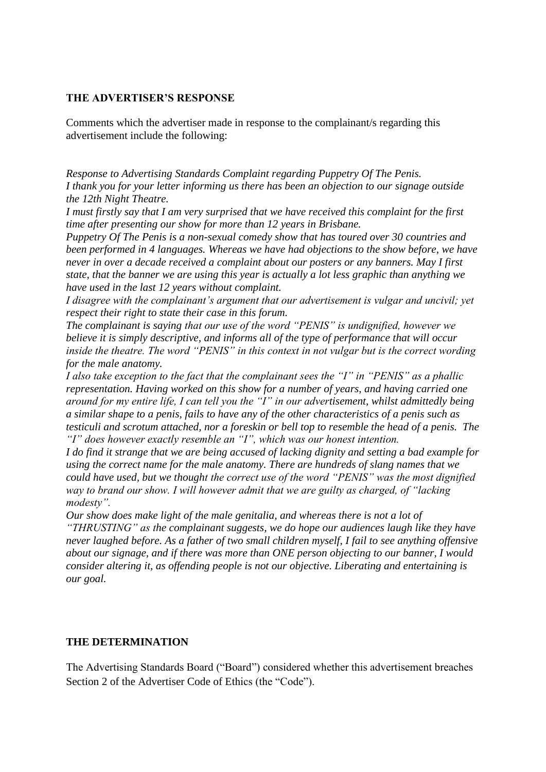**THE ADVERTISER'S RESPONSE**

Comments which the advertiser made in response to the complainant/s regarding this advertisement include the following:

*Response to Advertising Standards Complaint regarding Puppetry Of The Penis.*
*I thank you for your letter informing us there has been an objection to our signage outside the 12th Night Theatre.*
*I must firstly say that I am very surprised that we have received this complaint for the first time after presenting our show for more than 12 years in Brisbane.*
*Puppetry Of The Penis is a non-sexual comedy show that has toured over 30 countries and been performed in 4 languages. Whereas we have had objections to the show before, we have never in over a decade received a complaint about our posters or any banners. May I first state, that the banner we are using this year is actually a lot less graphic than anything we have used in the last 12 years without complaint.*
*I disagree with the complainant's argument that our advertisement is vulgar and uncivil; yet respect their right to state their case in this forum.*
*The complainant is saying that our use of the word "PENIS" is undignified, however we believe it is simply descriptive, and informs all of the type of performance that will occur inside the theatre. The word "PENIS" in this context in not vulgar but is the correct wording for the male anatomy.*
*I also take exception to the fact that the complainant sees the "I" in "PENIS" as a phallic representation. Having worked on this show for a number of years, and having carried one around for my entire life, I can tell you the "I" in our advertisement, whilst admittedly being a similar shape to a penis, fails to have any of the other characteristics of a penis such as testiculi and scrotum attached, nor a foreskin or bell top to resemble the head of a penis. The "I" does however exactly resemble an "I", which was our honest intention.*
*I do find it strange that we are being accused of lacking dignity and setting a bad example for using the correct name for the male anatomy. There are hundreds of slang names that we could have used, but we thought the correct use of the word "PENIS" was the most dignified way to brand our show. I will however admit that we are guilty as charged, of "lacking modesty".*
*Our show does make light of the male genitalia, and whereas there is not a lot of "THRUSTING" as the complainant suggests, we do hope our audiences laugh like they have never laughed before. As a father of two small children myself, I fail to see anything offensive about our signage, and if there was more than ONE person objecting to our banner, I would consider altering it, as offending people is not our objective. Liberating and entertaining is our goal.*

**THE DETERMINATION**

The Advertising Standards Board ("Board") considered whether this advertisement breaches Section 2 of the Advertiser Code of Ethics (the "Code").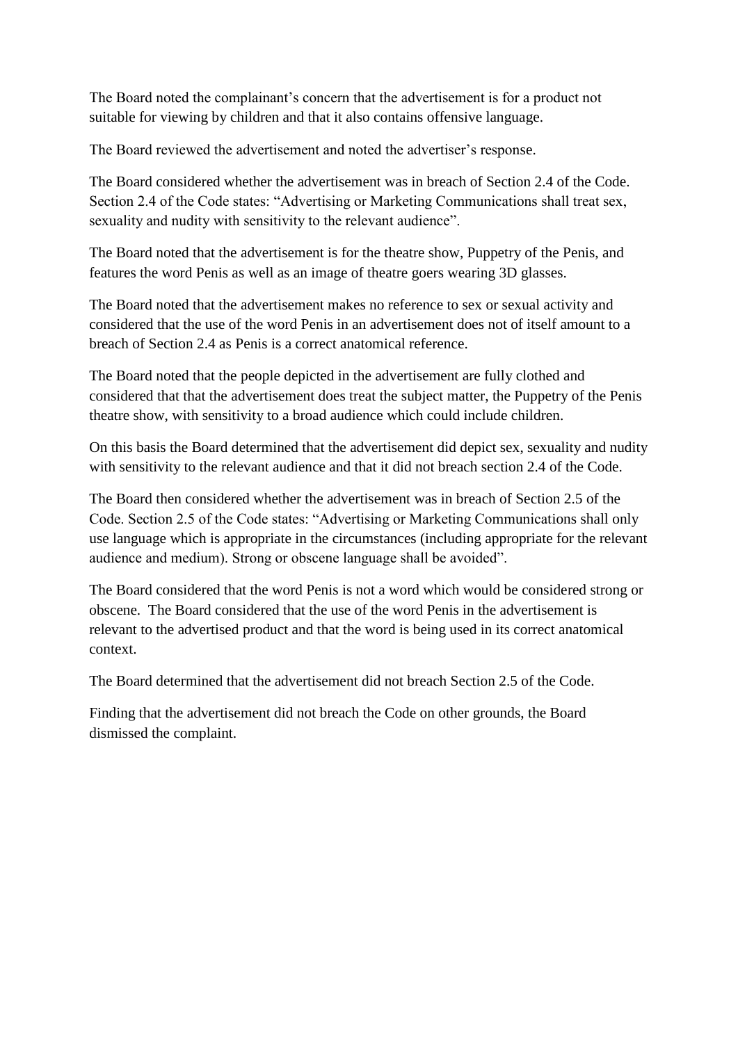The Board noted the complainant's concern that the advertisement is for a product not suitable for viewing by children and that it also contains offensive language.

The Board reviewed the advertisement and noted the advertiser's response.

The Board considered whether the advertisement was in breach of Section 2.4 of the Code. Section 2.4 of the Code states: "Advertising or Marketing Communications shall treat sex, sexuality and nudity with sensitivity to the relevant audience".

The Board noted that the advertisement is for the theatre show, Puppetry of the Penis, and features the word Penis as well as an image of theatre goers wearing 3D glasses.

The Board noted that the advertisement makes no reference to sex or sexual activity and considered that the use of the word Penis in an advertisement does not of itself amount to a breach of Section 2.4 as Penis is a correct anatomical reference.

The Board noted that the people depicted in the advertisement are fully clothed and considered that that the advertisement does treat the subject matter, the Puppetry of the Penis theatre show, with sensitivity to a broad audience which could include children.

On this basis the Board determined that the advertisement did depict sex, sexuality and nudity with sensitivity to the relevant audience and that it did not breach section 2.4 of the Code.

The Board then considered whether the advertisement was in breach of Section 2.5 of the Code. Section 2.5 of the Code states: "Advertising or Marketing Communications shall only use language which is appropriate in the circumstances (including appropriate for the relevant audience and medium). Strong or obscene language shall be avoided".

The Board considered that the word Penis is not a word which would be considered strong or obscene. The Board considered that the use of the word Penis in the advertisement is relevant to the advertised product and that the word is being used in its correct anatomical context.

The Board determined that the advertisement did not breach Section 2.5 of the Code.

Finding that the advertisement did not breach the Code on other grounds, the Board dismissed the complaint.